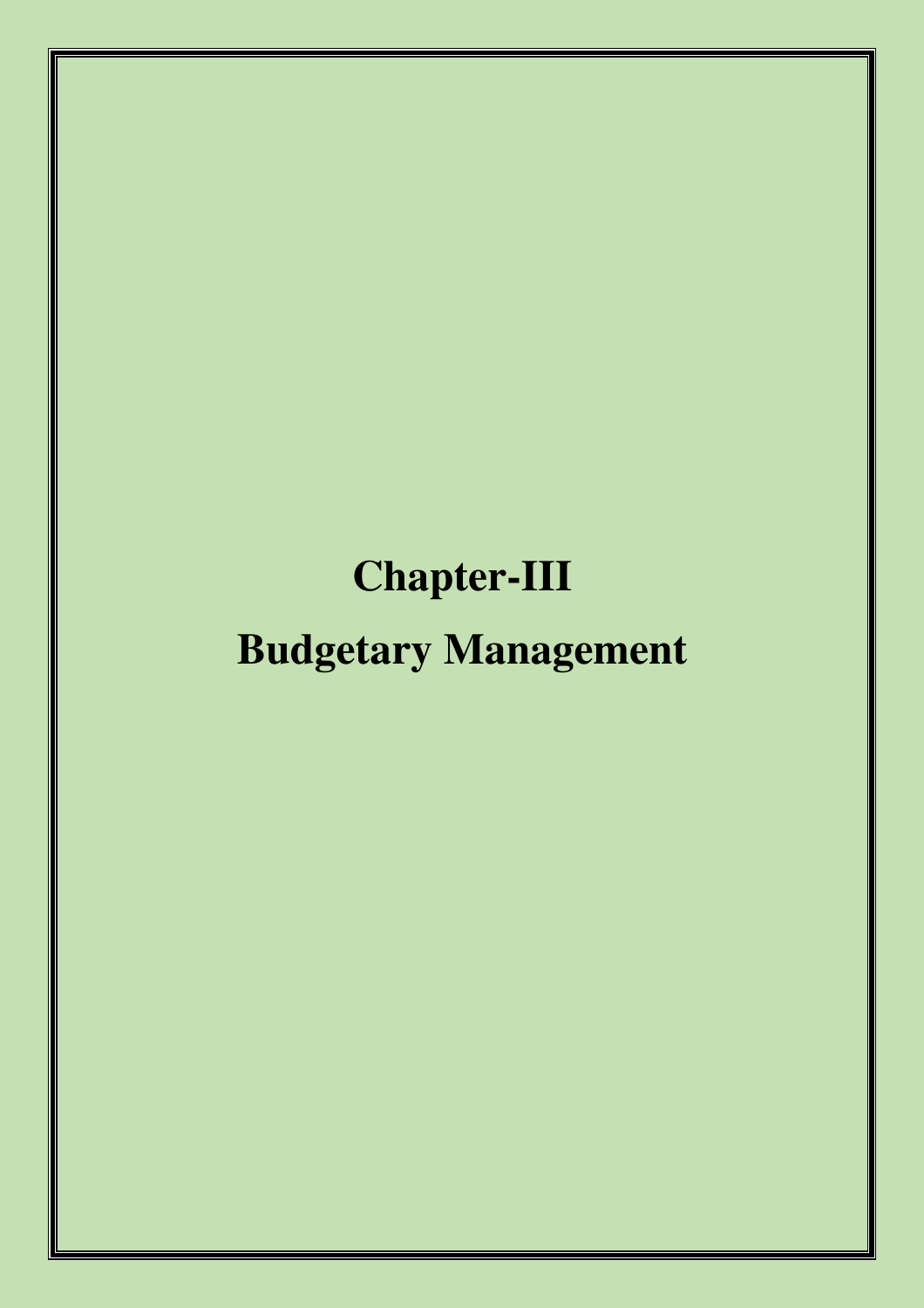# Chapter-III

# Budgetary Management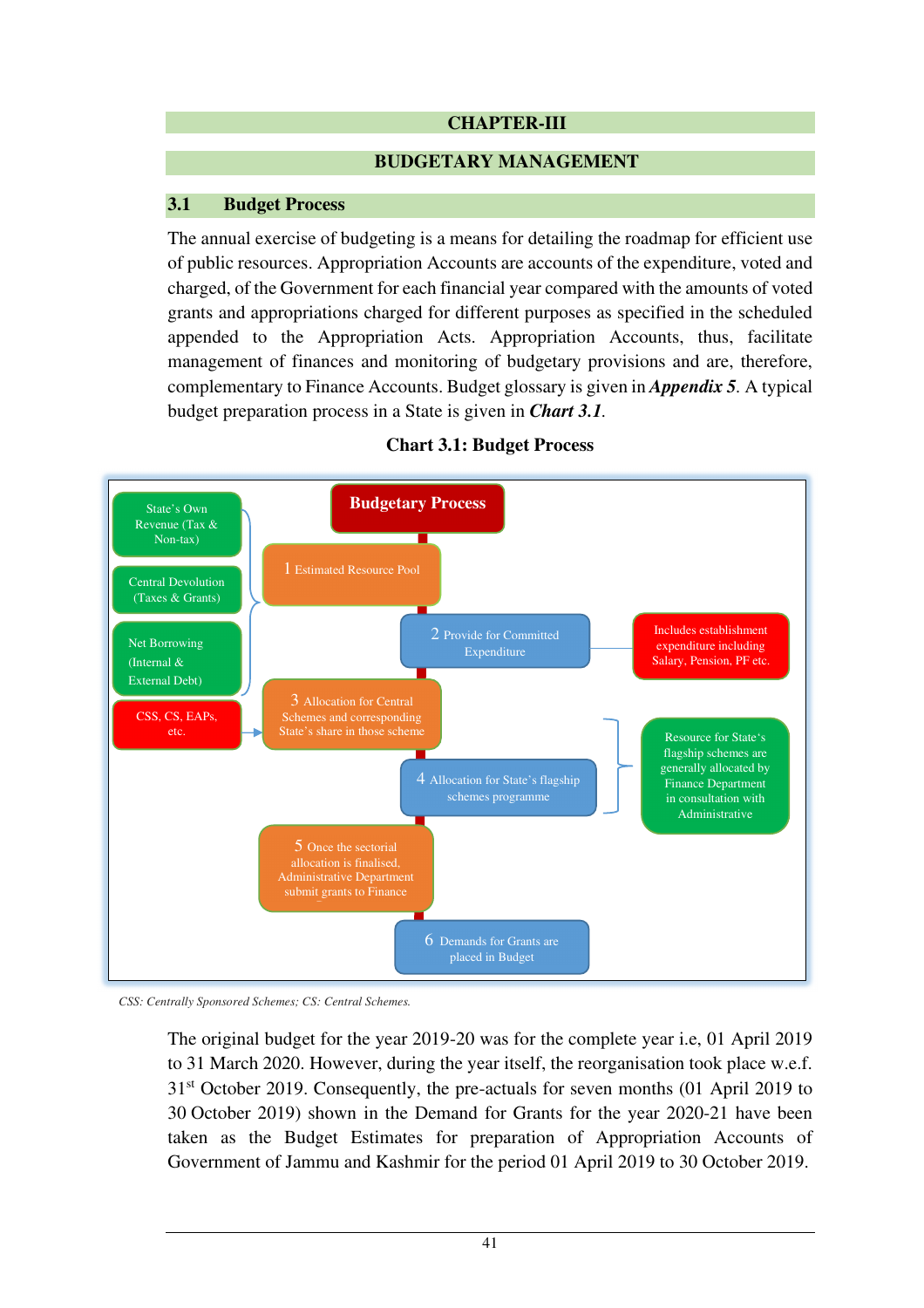# CHAPTER-III

# BUDGETARY MANAGEMENT

## 3.1 Budget Process

The annual exercise of budgeting is a means for detailing the roadmap for efficient use of public resources. Appropriation Accounts are accounts of the expenditure, voted and charged, of the Government for each financial year compared with the amounts of voted grants and appropriations charged for different purposes as specified in the scheduled appended to the Appropriation Acts. Appropriation Accounts, thus, facilitate management of finances and monitoring of budgetary provisions and are, therefore, complementary to Finance Accounts. Budget glossary is given in ***Appendix 5***. A typical budget preparation process in a State is given in ***Chart 3.1***.

**Chart 3.1: Budget Process**

**Budgetary Process**

- State's Own Revenue (Tax & Non-tax)
- Central Devolution (Taxes & Grants)
- Net Borrowing (Internal & External Debt)

→ 1 Estimated Resource Pool

2 Provide for Committed Expenditure — Includes establishment expenditure including Salary, Pension, PF etc.

CSS, CS, EAPs, etc. → 3 Allocation for Central Schemes and corresponding State's share in those scheme

4 Allocation for State's flagship schemes programme — Resource for State's flagship schemes are generally allocated by Finance Department in consultation with Administrative

5 Once the sectorial allocation is finalised, Administrative Department submit grants to Finance

6 Demands for Grants are placed in Budget

*CSS: Centrally Sponsored Schemes; CS: Central Schemes.*

The original budget for the year 2019-20 was for the complete year i.e, 01 April 2019 to 31 March 2020. However, during the year itself, the reorganisation took place w.e.f. 31st October 2019. Consequently, the pre-actuals for seven months (01 April 2019 to 30 October 2019) shown in the Demand for Grants for the year 2020-21 have been taken as the Budget Estimates for preparation of Appropriation Accounts of Government of Jammu and Kashmir for the period 01 April 2019 to 30 October 2019.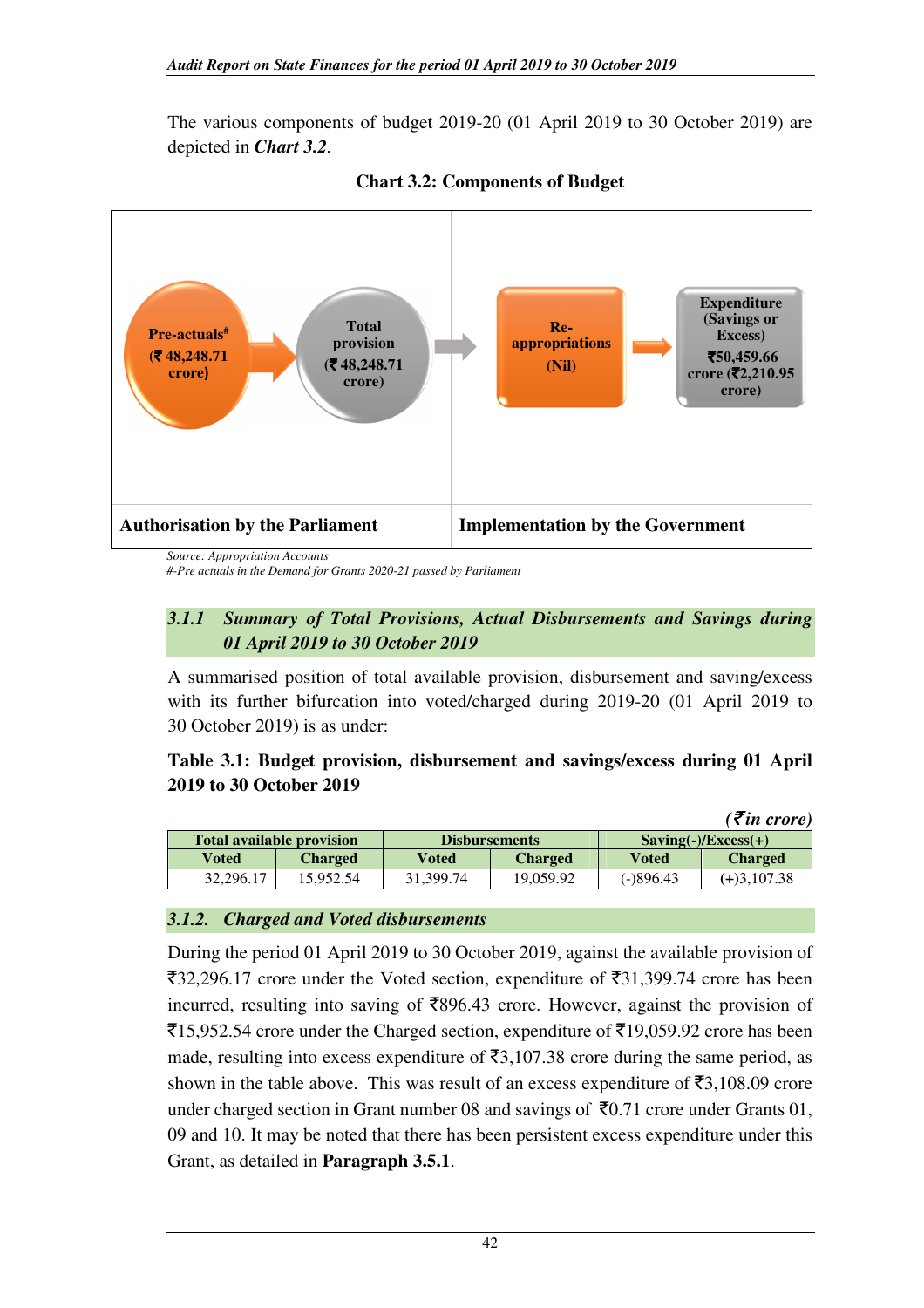The various components of budget 2019-20 (01 April 2019 to 30 October 2019) are depicted in ***Chart 3.2***.

**Chart 3.2: Components of Budget**

| Authorisation by the Parliament | | Implementation by the Government | |
|---|---|---|---|
| Pre-actuals# (₹ 48,248.71 crore) → | Total provision (₹ 48,248.71 crore) → | Re-appropriations (Nil) → | Expenditure (Savings or Excess) ₹50,459.66 crore (₹2,210.95 crore) |

*Source: Appropriation Accounts*

*#-Pre actuals in the Demand for Grants 2020-21 passed by Parliament*

### *3.1.1 Summary of Total Provisions, Actual Disbursements and Savings during 01 April 2019 to 30 October 2019*

A summarised position of total available provision, disbursement and saving/excess with its further bifurcation into voted/charged during 2019-20 (01 April 2019 to 30 October 2019) is as under:

**Table 3.1: Budget provision, disbursement and savings/excess during 01 April 2019 to 30 October 2019**

***(₹in crore)***

| Total available provision | | Disbursements | | Saving(-)/Excess(+) | |
|---|---|---|---|---|---|
| **Voted** | **Charged** | **Voted** | **Charged** | **Voted** | **Charged** |
| 32,296.17 | 15,952.54 | 31,399.74 | 19,059.92 | (-)896.43 | (+)3,107.38 |

### *3.1.2. Charged and Voted disbursements*

During the period 01 April 2019 to 30 October 2019, against the available provision of ₹32,296.17 crore under the Voted section, expenditure of ₹31,399.74 crore has been incurred, resulting into saving of ₹896.43 crore. However, against the provision of ₹15,952.54 crore under the Charged section, expenditure of ₹19,059.92 crore has been made, resulting into excess expenditure of ₹3,107.38 crore during the same period, as shown in the table above. This was result of an excess expenditure of ₹3,108.09 crore under charged section in Grant number 08 and savings of ₹0.71 crore under Grants 01, 09 and 10. It may be noted that there has been persistent excess expenditure under this Grant, as detailed in **Paragraph 3.5.1**.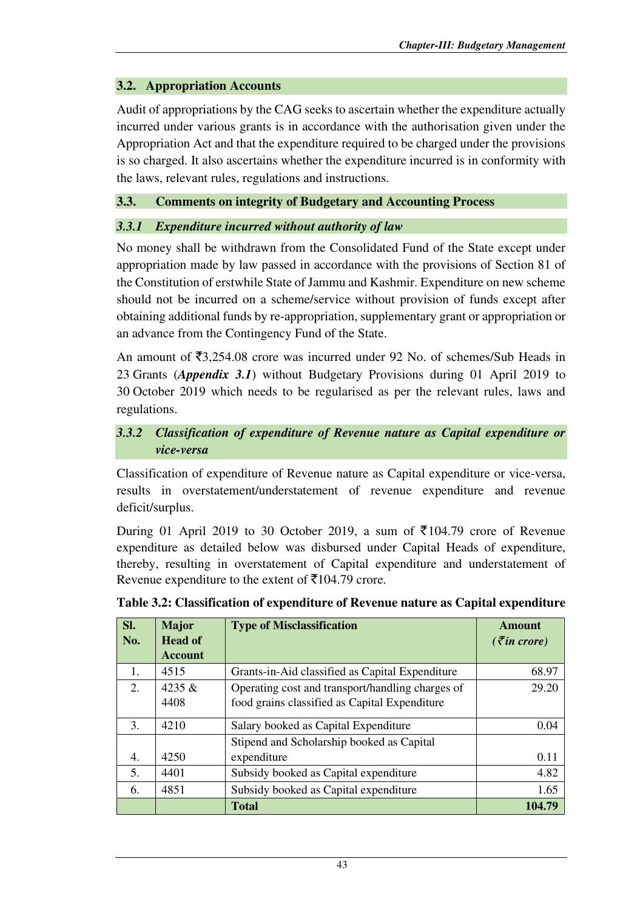## 3.2. Appropriation Accounts

Audit of appropriations by the CAG seeks to ascertain whether the expenditure actually incurred under various grants is in accordance with the authorisation given under the Appropriation Act and that the expenditure required to be charged under the provisions is so charged. It also ascertains whether the expenditure incurred is in conformity with the laws, relevant rules, regulations and instructions.

## 3.3. Comments on integrity of Budgetary and Accounting Process

### *3.3.1 Expenditure incurred without authority of law*

No money shall be withdrawn from the Consolidated Fund of the State except under appropriation made by law passed in accordance with the provisions of Section 81 of the Constitution of erstwhile State of Jammu and Kashmir. Expenditure on new scheme should not be incurred on a scheme/service without provision of funds except after obtaining additional funds by re-appropriation, supplementary grant or appropriation or an advance from the Contingency Fund of the State.

An amount of ₹3,254.08 crore was incurred under 92 No. of schemes/Sub Heads in 23 Grants (***Appendix 3.1***) without Budgetary Provisions during 01 April 2019 to 30 October 2019 which needs to be regularised as per the relevant rules, laws and regulations.

### *3.3.2 Classification of expenditure of Revenue nature as Capital expenditure or vice-versa*

Classification of expenditure of Revenue nature as Capital expenditure or vice-versa, results in overstatement/understatement of revenue expenditure and revenue deficit/surplus.

During 01 April 2019 to 30 October 2019, a sum of ₹104.79 crore of Revenue expenditure as detailed below was disbursed under Capital Heads of expenditure, thereby, resulting in overstatement of Capital expenditure and understatement of Revenue expenditure to the extent of ₹104.79 crore.

**Table 3.2: Classification of expenditure of Revenue nature as Capital expenditure**

| Sl. No. | Major Head of Account | Type of Misclassification | Amount (*₹ in crore*) |
|---|---|---|---|
| 1. | 4515 | Grants-in-Aid classified as Capital Expenditure | 68.97 |
| 2. | 4235 & 4408 | Operating cost and transport/handling charges of food grains classified as Capital Expenditure | 29.20 |
| 3. | 4210 | Salary booked as Capital Expenditure | 0.04 |
| 4. | 4250 | Stipend and Scholarship booked as Capital expenditure | 0.11 |
| 5. | 4401 | Subsidy booked as Capital expenditure | 4.82 |
| 6. | 4851 | Subsidy booked as Capital expenditure | 1.65 |
| | | **Total** | **104.79** |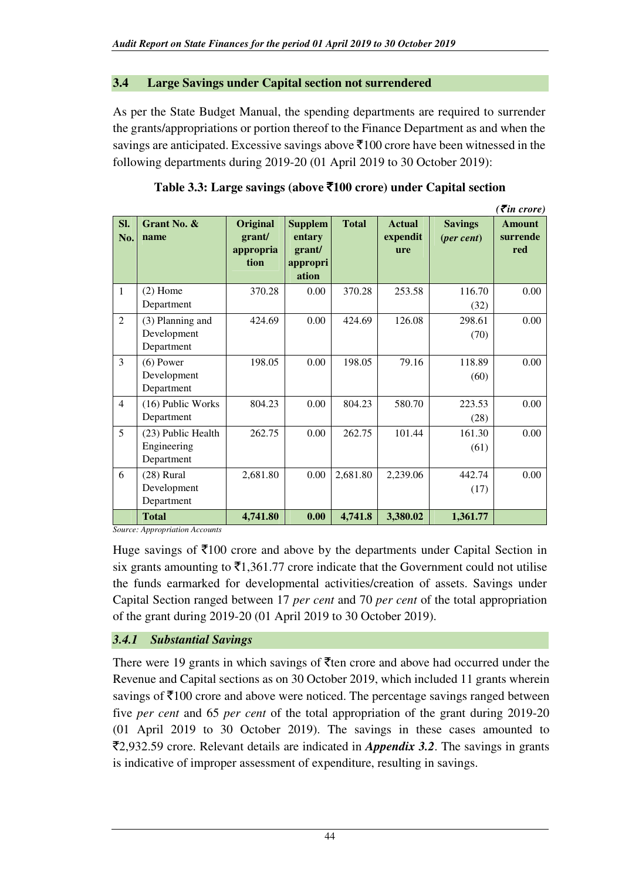## 3.4 Large Savings under Capital section not surrendered

As per the State Budget Manual, the spending departments are required to surrender the grants/appropriations or portion thereof to the Finance Department as and when the savings are anticipated. Excessive savings above ₹100 crore have been witnessed in the following departments during 2019-20 (01 April 2019 to 30 October 2019):

**Table 3.3: Large savings (above ₹100 crore) under Capital section**

*(₹in crore)*

| Sl. No. | Grant No. & name | Original grant/ appropriation | Supplementary grant/ appropriation | Total | Actual expenditure | Savings (*per cent*) | Amount surrendered |
|---|---|---|---|---|---|---|---|
| 1 | (2) Home Department | 370.28 | 0.00 | 370.28 | 253.58 | 116.70 (32) | 0.00 |
| 2 | (3) Planning and Development Department | 424.69 | 0.00 | 424.69 | 126.08 | 298.61 (70) | 0.00 |
| 3 | (6) Power Development Department | 198.05 | 0.00 | 198.05 | 79.16 | 118.89 (60) | 0.00 |
| 4 | (16) Public Works Department | 804.23 | 0.00 | 804.23 | 580.70 | 223.53 (28) | 0.00 |
| 5 | (23) Public Health Engineering Department | 262.75 | 0.00 | 262.75 | 101.44 | 161.30 (61) | 0.00 |
| 6 | (28) Rural Development Department | 2,681.80 | 0.00 | 2,681.80 | 2,239.06 | 442.74 (17) | 0.00 |
| | **Total** | **4,741.80** | **0.00** | **4,741.8** | **3,380.02** | **1,361.77** | |

*Source: Appropriation Accounts*

Huge savings of ₹100 crore and above by the departments under Capital Section in six grants amounting to ₹1,361.77 crore indicate that the Government could not utilise the funds earmarked for developmental activities/creation of assets. Savings under Capital Section ranged between 17 *per cent* and 70 *per cent* of the total appropriation of the grant during 2019-20 (01 April 2019 to 30 October 2019).

### *3.4.1 Substantial Savings*

There were 19 grants in which savings of ₹ten crore and above had occurred under the Revenue and Capital sections as on 30 October 2019, which included 11 grants wherein savings of ₹100 crore and above were noticed. The percentage savings ranged between five *per cent* and 65 *per cent* of the total appropriation of the grant during 2019-20 (01 April 2019 to 30 October 2019). The savings in these cases amounted to ₹2,932.59 crore. Relevant details are indicated in ***Appendix 3.2***. The savings in grants is indicative of improper assessment of expenditure, resulting in savings.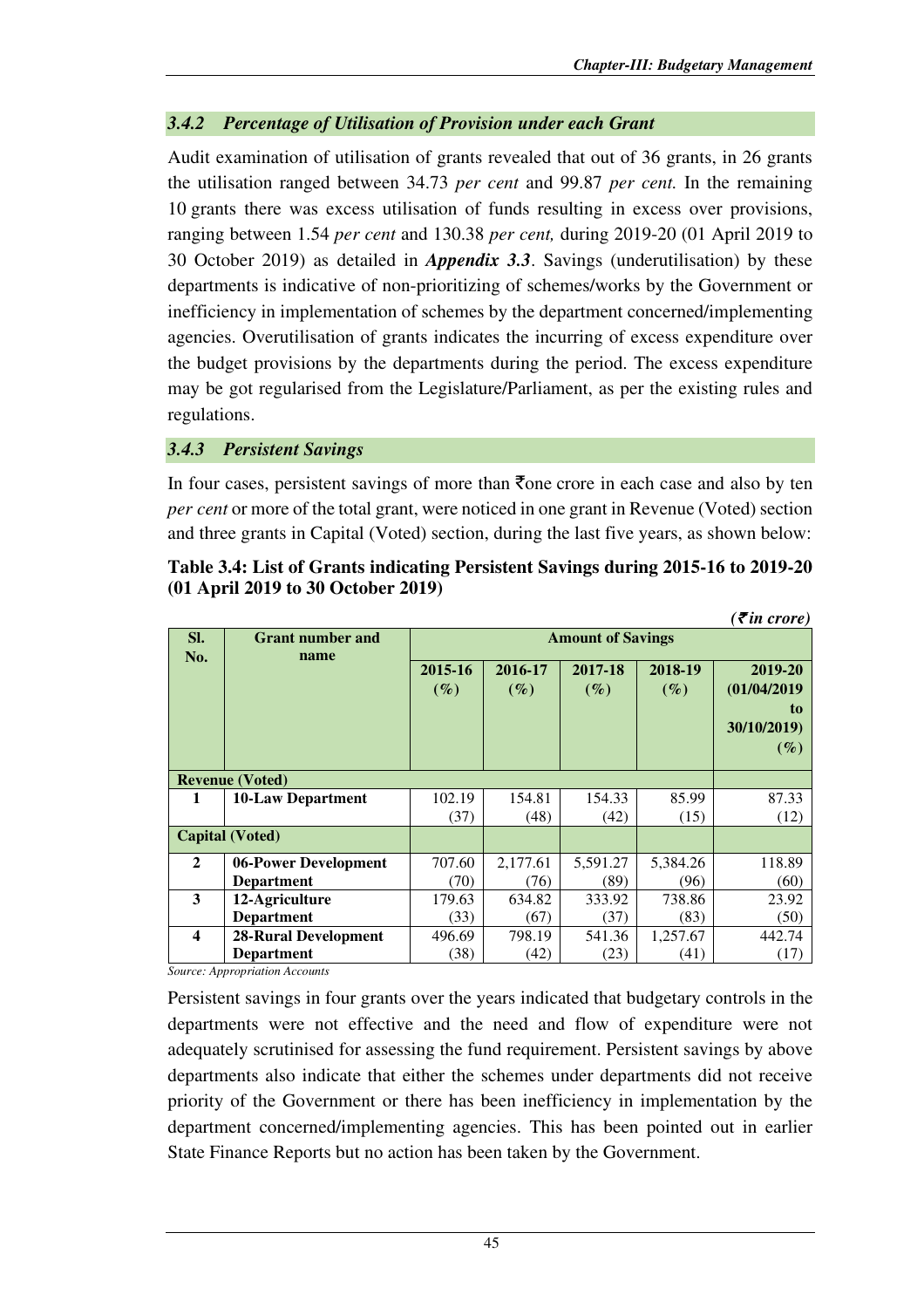### *3.4.2 Percentage of Utilisation of Provision under each Grant*

Audit examination of utilisation of grants revealed that out of 36 grants, in 26 grants the utilisation ranged between 34.73 *per cent* and 99.87 *per cent.* In the remaining 10 grants there was excess utilisation of funds resulting in excess over provisions, ranging between 1.54 *per cent* and 130.38 *per cent,* during 2019-20 (01 April 2019 to 30 October 2019) as detailed in ***Appendix 3.3***. Savings (underutilisation) by these departments is indicative of non-prioritizing of schemes/works by the Government or inefficiency in implementation of schemes by the department concerned/implementing agencies. Overutilisation of grants indicates the incurring of excess expenditure over the budget provisions by the departments during the period. The excess expenditure may be got regularised from the Legislature/Parliament, as per the existing rules and regulations.

### *3.4.3 Persistent Savings*

In four cases, persistent savings of more than ₹one crore in each case and also by ten *per cent* or more of the total grant, were noticed in one grant in Revenue (Voted) section and three grants in Capital (Voted) section, during the last five years, as shown below:

**Table 3.4: List of Grants indicating Persistent Savings during 2015-16 to 2019-20 (01 April 2019 to 30 October 2019)**

*(₹in crore)*

| Sl. No. | Grant number and name | Amount of Savings | | | | |
|---|---|---|---|---|---|---|
| | | 2015-16 (%) | 2016-17 (%) | 2017-18 (%) | 2018-19 (%) | 2019-20 (01/04/2019 to 30/10/2019) (%) |
| **Revenue (Voted)** | | | | | | |
| **1** | **10-Law Department** | 102.19 (37) | 154.81 (48) | 154.33 (42) | 85.99 (15) | 87.33 (12) |
| **Capital (Voted)** | | | | | | |
| **2** | **06-Power Development Department** | 707.60 (70) | 2,177.61 (76) | 5,591.27 (89) | 5,384.26 (96) | 118.89 (60) |
| **3** | **12-Agriculture Department** | 179.63 (33) | 634.82 (67) | 333.92 (37) | 738.86 (83) | 23.92 (50) |
| **4** | **28-Rural Development Department** | 496.69 (38) | 798.19 (42) | 541.36 (23) | 1,257.67 (41) | 442.74 (17) |

*Source: Appropriation Accounts*

Persistent savings in four grants over the years indicated that budgetary controls in the departments were not effective and the need and flow of expenditure were not adequately scrutinised for assessing the fund requirement. Persistent savings by above departments also indicate that either the schemes under departments did not receive priority of the Government or there has been inefficiency in implementation by the department concerned/implementing agencies. This has been pointed out in earlier State Finance Reports but no action has been taken by the Government.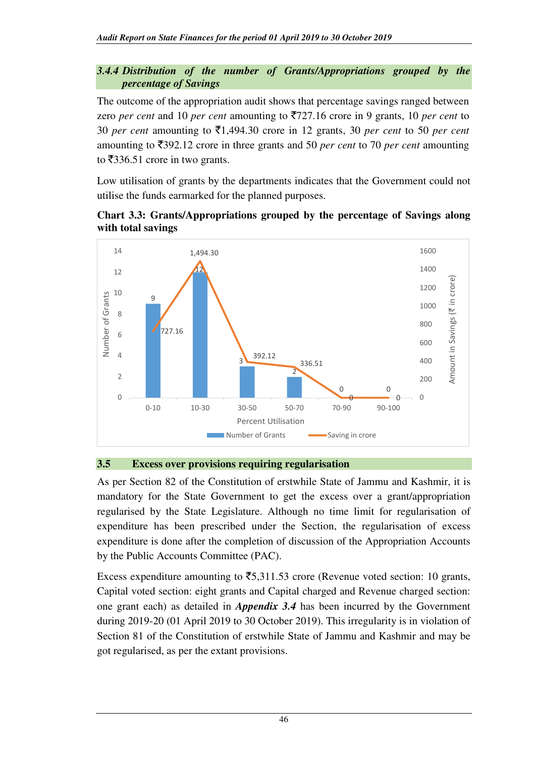### 3.4.4 Distribution of the number of Grants/Appropriations grouped by the percentage of Savings

The outcome of the appropriation audit shows that percentage savings ranged between zero *per cent* and 10 *per cent* amounting to ₹727.16 crore in 9 grants, 10 *per cent* to 30 *per cent* amounting to ₹1,494.30 crore in 12 grants, 30 *per cent* to 50 *per cent* amounting to ₹392.12 crore in three grants and 50 *per cent* to 70 *per cent* amounting to ₹336.51 crore in two grants.

Low utilisation of grants by the departments indicates that the Government could not utilise the funds earmarked for the planned purposes.

**Chart 3.3: Grants/Appropriations grouped by the percentage of Savings along with total savings**

| Percent Utilisation | Number of Grants | Saving in crore |
|---|---|---|
| 0-10 | 9 | 727.16 |
| 10-30 | 12 | 1,494.30 |
| 30-50 | 3 | 392.12 |
| 50-70 | 2 | 336.51 |
| 70-90 | 0 | 0 |
| 90-100 | 0 | 0 |

## 3.5 Excess over provisions requiring regularisation

As per Section 82 of the Constitution of erstwhile State of Jammu and Kashmir, it is mandatory for the State Government to get the excess over a grant/appropriation regularised by the State Legislature. Although no time limit for regularisation of expenditure has been prescribed under the Section, the regularisation of excess expenditure is done after the completion of discussion of the Appropriation Accounts by the Public Accounts Committee (PAC).

Excess expenditure amounting to ₹5,311.53 crore (Revenue voted section: 10 grants, Capital voted section: eight grants and Capital charged and Revenue charged section: one grant each) as detailed in ***Appendix 3.4*** has been incurred by the Government during 2019-20 (01 April 2019 to 30 October 2019). This irregularity is in violation of Section 81 of the Constitution of erstwhile State of Jammu and Kashmir and may be got regularised, as per the extant provisions.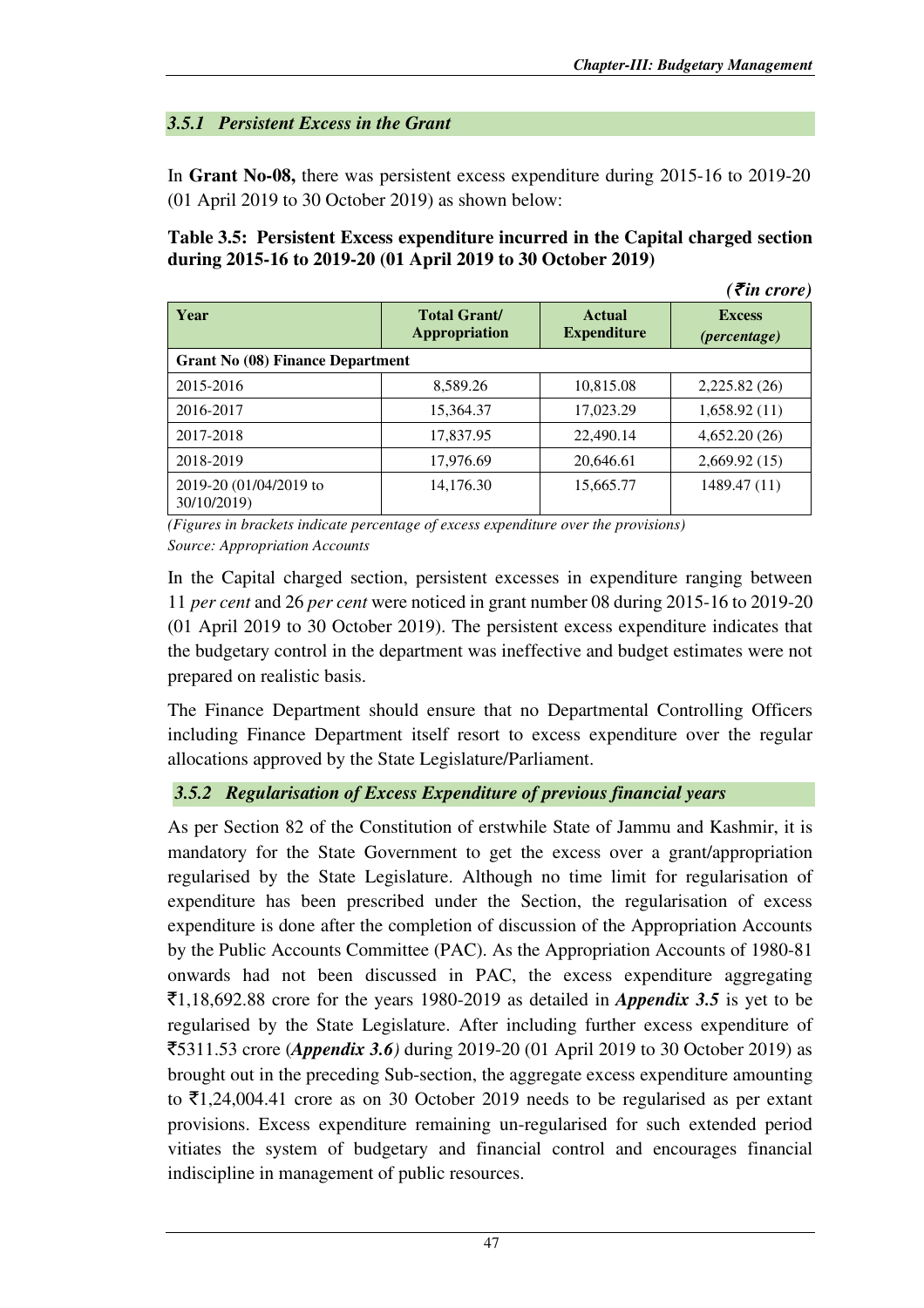### *3.5.1 Persistent Excess in the Grant*

In **Grant No-08,** there was persistent excess expenditure during 2015-16 to 2019-20 (01 April 2019 to 30 October 2019) as shown below:

**Table 3.5: Persistent Excess expenditure incurred in the Capital charged section during 2015-16 to 2019-20 (01 April 2019 to 30 October 2019)**

*(₹in crore)*

| Year | Total Grant/ Appropriation | Actual Expenditure | Excess *(percentage)* |
|---|---|---|---|
| **Grant No (08) Finance Department** | | | |
| 2015-2016 | 8,589.26 | 10,815.08 | 2,225.82 (26) |
| 2016-2017 | 15,364.37 | 17,023.29 | 1,658.92 (11) |
| 2017-2018 | 17,837.95 | 22,490.14 | 4,652.20 (26) |
| 2018-2019 | 17,976.69 | 20,646.61 | 2,669.92 (15) |
| 2019-20 (01/04/2019 to 30/10/2019) | 14,176.30 | 15,665.77 | 1489.47 (11) |

*(Figures in brackets indicate percentage of excess expenditure over the provisions)*
*Source: Appropriation Accounts*

In the Capital charged section, persistent excesses in expenditure ranging between 11 *per cent* and 26 *per cent* were noticed in grant number 08 during 2015-16 to 2019-20 (01 April 2019 to 30 October 2019). The persistent excess expenditure indicates that the budgetary control in the department was ineffective and budget estimates were not prepared on realistic basis.

The Finance Department should ensure that no Departmental Controlling Officers including Finance Department itself resort to excess expenditure over the regular allocations approved by the State Legislature/Parliament.

### *3.5.2 Regularisation of Excess Expenditure of previous financial years*

As per Section 82 of the Constitution of erstwhile State of Jammu and Kashmir, it is mandatory for the State Government to get the excess over a grant/appropriation regularised by the State Legislature. Although no time limit for regularisation of expenditure has been prescribed under the Section, the regularisation of excess expenditure is done after the completion of discussion of the Appropriation Accounts by the Public Accounts Committee (PAC). As the Appropriation Accounts of 1980-81 onwards had not been discussed in PAC, the excess expenditure aggregating ₹1,18,692.88 crore for the years 1980-2019 as detailed in ***Appendix 3.5*** is yet to be regularised by the State Legislature. After including further excess expenditure of ₹5311.53 crore (***Appendix 3.6****)* during 2019-20 (01 April 2019 to 30 October 2019) as brought out in the preceding Sub-section, the aggregate excess expenditure amounting to ₹1,24,004.41 crore as on 30 October 2019 needs to be regularised as per extant provisions. Excess expenditure remaining un-regularised for such extended period vitiates the system of budgetary and financial control and encourages financial indiscipline in management of public resources.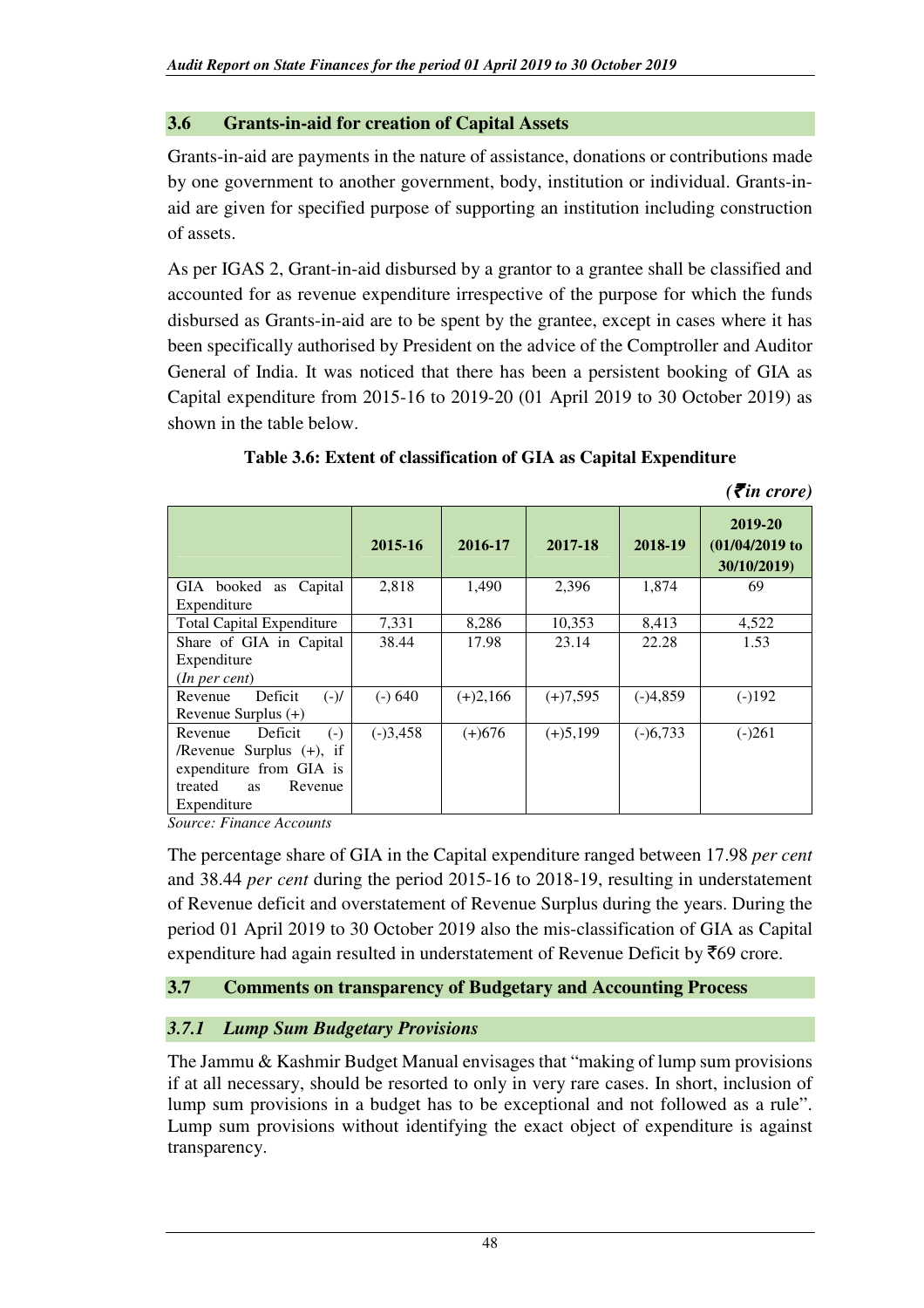## 3.6 Grants-in-aid for creation of Capital Assets

Grants-in-aid are payments in the nature of assistance, donations or contributions made by one government to another government, body, institution or individual. Grants-in-aid are given for specified purpose of supporting an institution including construction of assets.

As per IGAS 2, Grant-in-aid disbursed by a grantor to a grantee shall be classified and accounted for as revenue expenditure irrespective of the purpose for which the funds disbursed as Grants-in-aid are to be spent by the grantee, except in cases where it has been specifically authorised by President on the advice of the Comptroller and Auditor General of India. It was noticed that there has been a persistent booking of GIA as Capital expenditure from 2015-16 to 2019-20 (01 April 2019 to 30 October 2019) as shown in the table below.

**Table 3.6: Extent of classification of GIA as Capital Expenditure**

*(₹in crore)*

| | 2015-16 | 2016-17 | 2017-18 | 2018-19 | 2019-20 (01/04/2019 to 30/10/2019) |
|---|---|---|---|---|---|
| GIA booked as Capital Expenditure | 2,818 | 1,490 | 2,396 | 1,874 | 69 |
| Total Capital Expenditure | 7,331 | 8,286 | 10,353 | 8,413 | 4,522 |
| Share of GIA in Capital Expenditure (*In per cent*) | 38.44 | 17.98 | 23.14 | 22.28 | 1.53 |
| Revenue Deficit (-)/ Revenue Surplus (+) | (-) 640 | (+)2,166 | (+)7,595 | (-)4,859 | (-)192 |
| Revenue Deficit (-) /Revenue Surplus (+), if expenditure from GIA is treated as Revenue Expenditure | (-)3,458 | (+)676 | (+)5,199 | (-)6,733 | (-)261 |

*Source: Finance Accounts*

The percentage share of GIA in the Capital expenditure ranged between 17.98 *per cent* and 38.44 *per cent* during the period 2015-16 to 2018-19, resulting in understatement of Revenue deficit and overstatement of Revenue Surplus during the years. During the period 01 April 2019 to 30 October 2019 also the mis-classification of GIA as Capital expenditure had again resulted in understatement of Revenue Deficit by ₹69 crore.

## 3.7 Comments on transparency of Budgetary and Accounting Process

### *3.7.1 Lump Sum Budgetary Provisions*

The Jammu & Kashmir Budget Manual envisages that "making of lump sum provisions if at all necessary, should be resorted to only in very rare cases. In short, inclusion of lump sum provisions in a budget has to be exceptional and not followed as a rule". Lump sum provisions without identifying the exact object of expenditure is against transparency.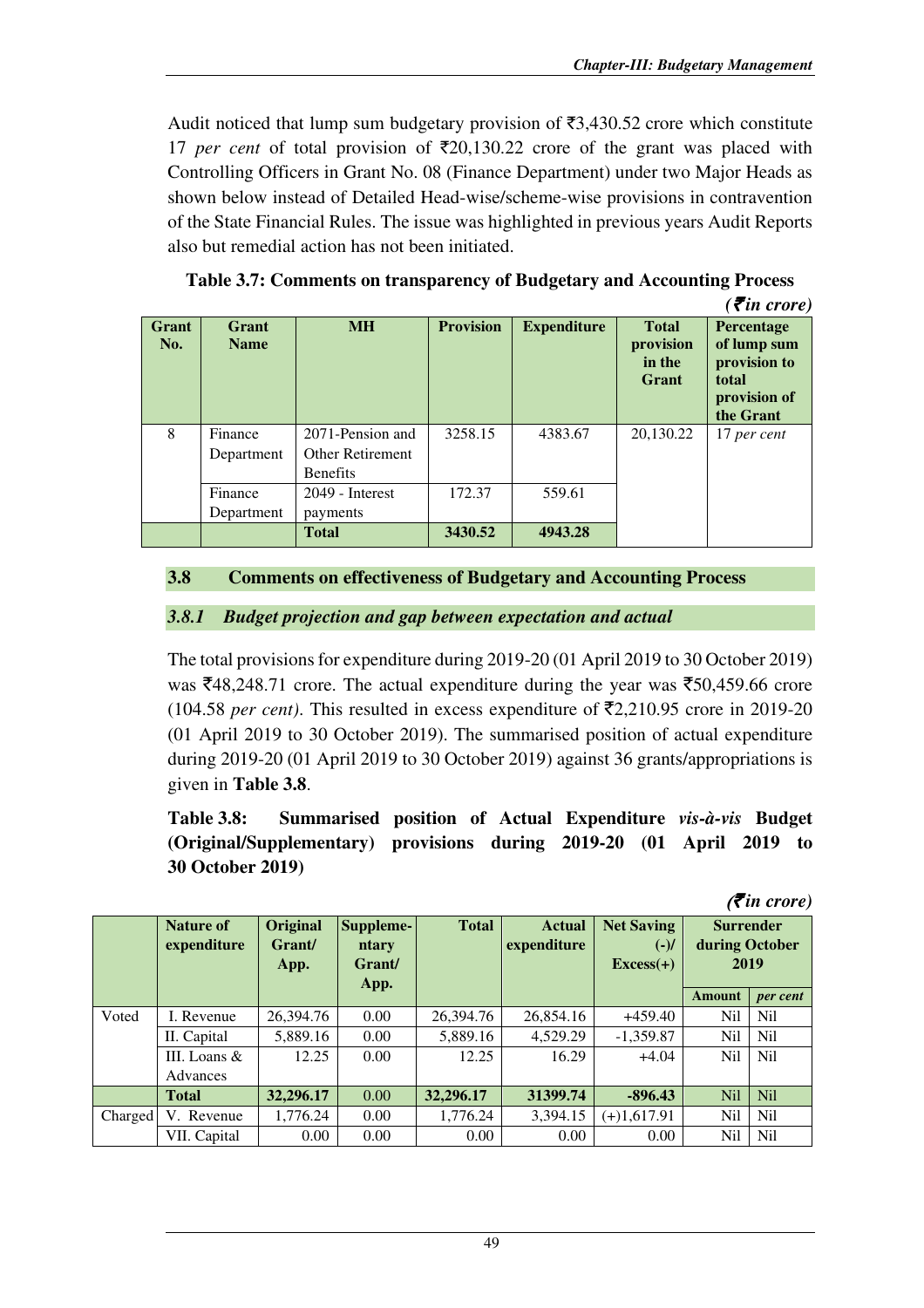Audit noticed that lump sum budgetary provision of ₹3,430.52 crore which constitute 17 *per cent* of total provision of ₹20,130.22 crore of the grant was placed with Controlling Officers in Grant No. 08 (Finance Department) under two Major Heads as shown below instead of Detailed Head-wise/scheme-wise provisions in contravention of the State Financial Rules. The issue was highlighted in previous years Audit Reports also but remedial action has not been initiated.

**Table 3.7: Comments on transparency of Budgetary and Accounting Process**

*(₹in crore)*

| Grant No. | Grant Name | MH | Provision | Expenditure | Total provision in the Grant | Percentage of lump sum provision to total provision of the Grant |
|---|---|---|---|---|---|---|
| 8 | Finance Department | 2071-Pension and Other Retirement Benefits | 3258.15 | 4383.67 | 20,130.22 | 17 *per cent* |
| | Finance Department | 2049 - Interest payments | 172.37 | 559.61 | | |
| | | **Total** | **3430.52** | **4943.28** | | |

## 3.8 Comments on effectiveness of Budgetary and Accounting Process

### *3.8.1 Budget projection and gap between expectation and actual*

The total provisions for expenditure during 2019-20 (01 April 2019 to 30 October 2019) was ₹48,248.71 crore. The actual expenditure during the year was ₹50,459.66 crore (104.58 *per cent)*. This resulted in excess expenditure of ₹2,210.95 crore in 2019-20 (01 April 2019 to 30 October 2019). The summarised position of actual expenditure during 2019-20 (01 April 2019 to 30 October 2019) against 36 grants/appropriations is given in **Table 3.8**.

**Table 3.8: Summarised position of Actual Expenditure *vis-à-vis* Budget (Original/Supplementary) provisions during 2019-20 (01 April 2019 to 30 October 2019)**

*(₹in crore)*

| | Nature of expenditure | Original Grant/ App. | Supplementary Grant/ App. | Total | Actual expenditure | Net Saving (-)/ Excess(+) | Surrender during October 2019 | |
|---|---|---|---|---|---|---|---|---|
| | | | | | | | Amount | *per cent* |
| Voted | I. Revenue | 26,394.76 | 0.00 | 26,394.76 | 26,854.16 | +459.40 | Nil | Nil |
| | II. Capital | 5,889.16 | 0.00 | 5,889.16 | 4,529.29 | -1,359.87 | Nil | Nil |
| | III. Loans & Advances | 12.25 | 0.00 | 12.25 | 16.29 | +4.04 | Nil | Nil |
| | **Total** | **32,296.17** | **0.00** | **32,296.17** | **31399.74** | **-896.43** | **Nil** | **Nil** |
| Charged | V. Revenue | 1,776.24 | 0.00 | 1,776.24 | 3,394.15 | (+)1,617.91 | Nil | Nil |
| | VII. Capital | 0.00 | 0.00 | 0.00 | 0.00 | 0.00 | Nil | Nil |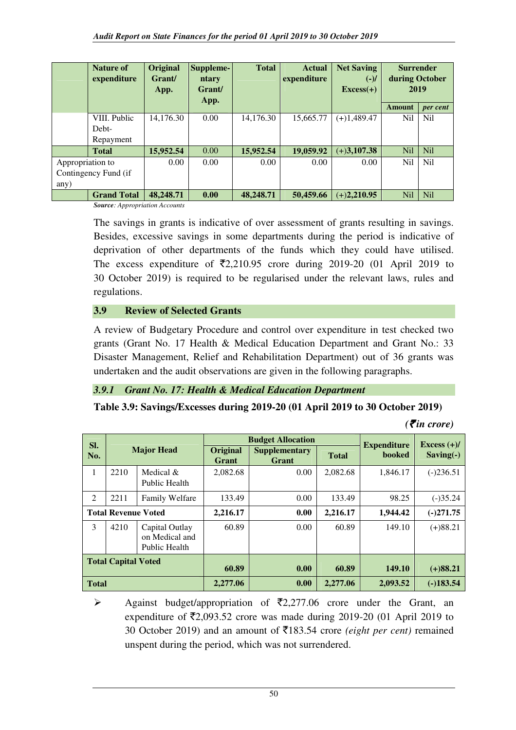| | Nature of expenditure | Original Grant/ App. | Supplementary Grant/ App. | Total | Actual expenditure | Net Saving (-)/ Excess(+) | Surrender during October 2019 | |
|---|---|---|---|---|---|---|---|---|
| | | | | | | | Amount | *per cent* |
| | VIII. Public Debt-Repayment | 14,176.30 | 0.00 | 14,176.30 | 15,665.77 | (+)1,489.47 | Nil | Nil |
| | **Total** | **15,952.54** | 0.00 | **15,952.54** | **19,059.92** | (+)**3,107.38** | Nil | Nil |
| Appropriation to Contingency Fund (if any) | | 0.00 | 0.00 | 0.00 | 0.00 | 0.00 | Nil | Nil |
| | **Grand Total** | **48,248.71** | **0.00** | **48,248.71** | **50,459.66** | (+)**2,210.95** | Nil | Nil |

***Source****: Appropriation Accounts*

The savings in grants is indicative of over assessment of grants resulting in savings. Besides, excessive savings in some departments during the period is indicative of deprivation of other departments of the funds which they could have utilised. The excess expenditure of ₹2,210.95 crore during 2019-20 (01 April 2019 to 30 October 2019) is required to be regularised under the relevant laws, rules and regulations.

## 3.9 Review of Selected Grants

A review of Budgetary Procedure and control over expenditure in test checked two grants (Grant No. 17 Health & Medical Education Department and Grant No.: 33 Disaster Management, Relief and Rehabilitation Department) out of 36 grants was undertaken and the audit observations are given in the following paragraphs.

### *3.9.1 Grant No. 17: Health & Medical Education Department*

**Table 3.9: Savings/Excesses during 2019-20 (01 April 2019 to 30 October 2019)**

***(₹in crore)***

| Sl. No. | Major Head | | Budget Allocation | | | Expenditure booked | Excess (+)/ Saving(-) |
|---|---|---|---|---|---|---|---|
| | | | Original Grant | Supplementary Grant | Total | | |
| 1 | 2210 | Medical & Public Health | 2,082.68 | 0.00 | 2,082.68 | 1,846.17 | (-)236.51 |
| 2 | 2211 | Family Welfare | 133.49 | 0.00 | 133.49 | 98.25 | (-)35.24 |
| **Total Revenue Voted** | | | **2,216.17** | **0.00** | **2,216.17** | **1,944.42** | **(-)271.75** |
| 3 | 4210 | Capital Outlay on Medical and Public Health | 60.89 | 0.00 | 60.89 | 149.10 | (+)88.21 |
| **Total Capital Voted** | | | **60.89** | **0.00** | **60.89** | **149.10** | **(+)88.21** |
| **Total** | | | **2,277.06** | **0.00** | **2,277.06** | **2,093.52** | **(-)183.54** |

- Against budget/appropriation of ₹2,277.06 crore under the Grant, an expenditure of ₹2,093.52 crore was made during 2019-20 (01 April 2019 to 30 October 2019) and an amount of ₹183.54 crore *(eight per cent)* remained unspent during the period, which was not surrendered.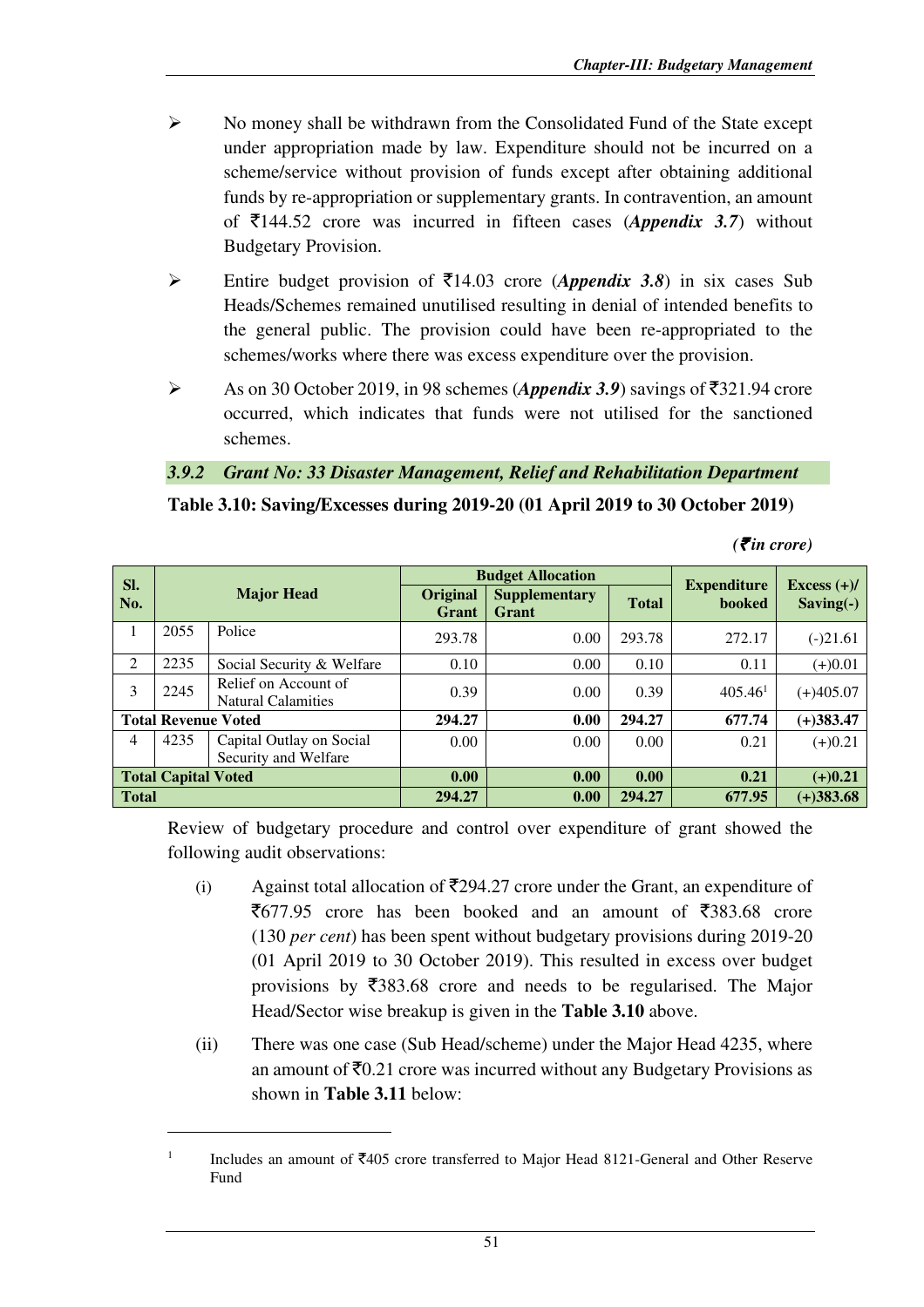- No money shall be withdrawn from the Consolidated Fund of the State except under appropriation made by law. Expenditure should not be incurred on a scheme/service without provision of funds except after obtaining additional funds by re-appropriation or supplementary grants. In contravention, an amount of ₹144.52 crore was incurred in fifteen cases (***Appendix 3.7***) without Budgetary Provision.
- Entire budget provision of ₹14.03 crore (***Appendix 3.8***) in six cases Sub Heads/Schemes remained unutilised resulting in denial of intended benefits to the general public. The provision could have been re-appropriated to the schemes/works where there was excess expenditure over the provision.
- As on 30 October 2019, in 98 schemes (***Appendix 3.9***) savings of ₹321.94 crore occurred, which indicates that funds were not utilised for the sanctioned schemes.

### *3.9.2 Grant No: 33 Disaster Management, Relief and Rehabilitation Department*

**Table 3.10: Saving/Excesses during 2019-20 (01 April 2019 to 30 October 2019)**

*(₹in crore)*

| Sl. No. | Major Head | | Budget Allocation | | | Expenditure booked | Excess (+)/ Saving(-) |
|---|---|---|---|---|---|---|---|
| | | | Original Grant | Supplementary Grant | Total | | |
| 1 | 2055 | Police | 293.78 | 0.00 | 293.78 | 272.17 | (-)21.61 |
| 2 | 2235 | Social Security & Welfare | 0.10 | 0.00 | 0.10 | 0.11 | (+)0.01 |
| 3 | 2245 | Relief on Account of Natural Calamities | 0.39 | 0.00 | 0.39 | 405.46[1] | (+)405.07 |
| **Total Revenue Voted** | | | **294.27** | **0.00** | **294.27** | **677.74** | **(+)383.47** |
| 4 | 4235 | Capital Outlay on Social Security and Welfare | 0.00 | 0.00 | 0.00 | 0.21 | (+)0.21 |
| **Total Capital Voted** | | | **0.00** | **0.00** | **0.00** | **0.21** | **(+)0.21** |
| **Total** | | | **294.27** | **0.00** | **294.27** | **677.95** | **(+)383.68** |

Review of budgetary procedure and control over expenditure of grant showed the following audit observations:

(i) Against total allocation of ₹294.27 crore under the Grant, an expenditure of ₹677.95 crore has been booked and an amount of ₹383.68 crore (130 *per cent*) has been spent without budgetary provisions during 2019-20 (01 April 2019 to 30 October 2019). This resulted in excess over budget provisions by ₹383.68 crore and needs to be regularised. The Major Head/Sector wise breakup is given in the **Table 3.10** above.

(ii) There was one case (Sub Head/scheme) under the Major Head 4235, where an amount of ₹0.21 crore was incurred without any Budgetary Provisions as shown in **Table 3.11** below:

[1] Includes an amount of ₹405 crore transferred to Major Head 8121-General and Other Reserve Fund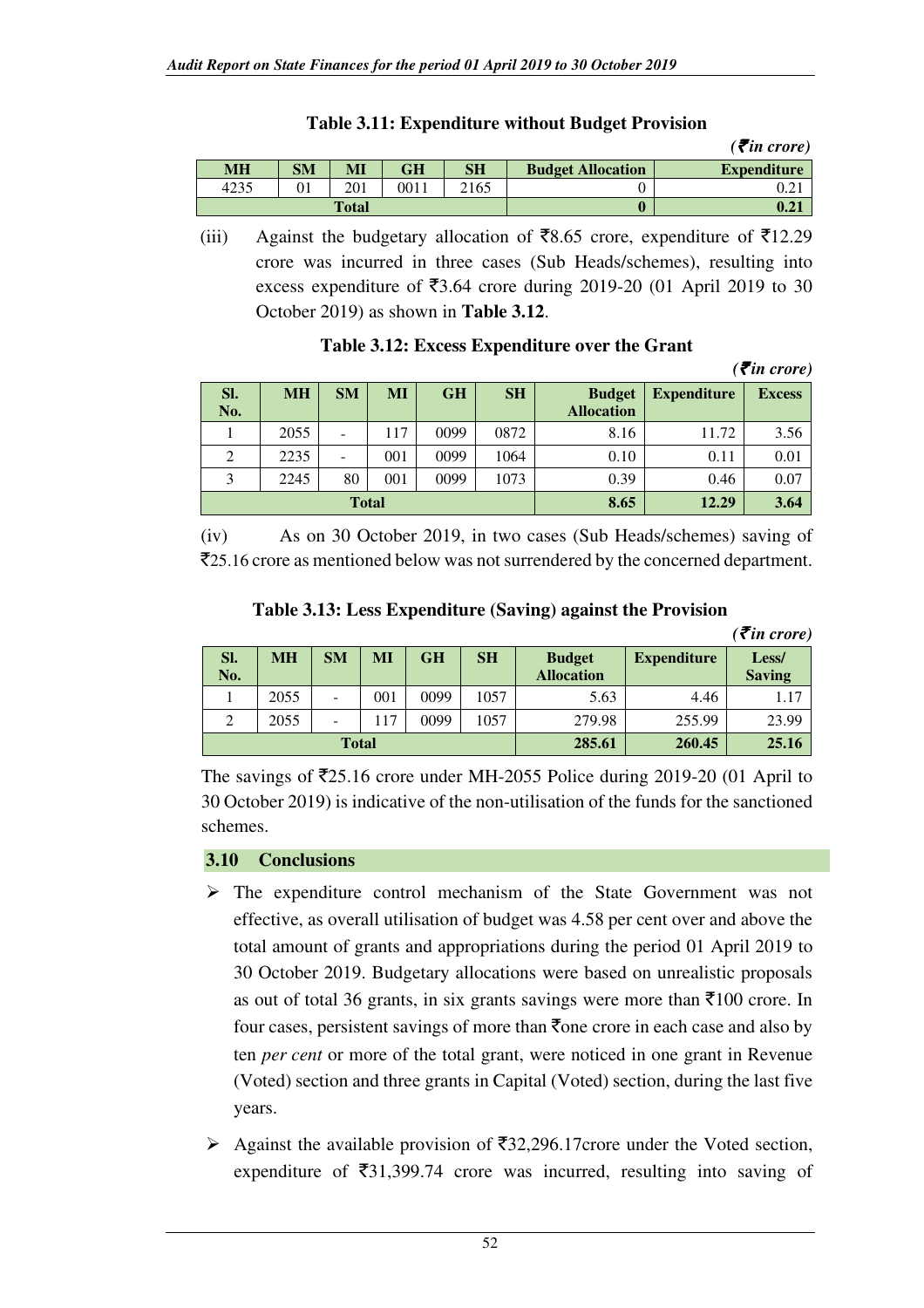**Table 3.11: Expenditure without Budget Provision**

*(₹in crore)*

| MH | SM | MI | GH | SH | Budget Allocation | Expenditure |
|---|---|---|---|---|---|---|
| 4235 | 01 | 201 | 0011 | 2165 | 0 | 0.21 |
| **Total** | | | | | **0** | **0.21** |

(iii) Against the budgetary allocation of ₹8.65 crore, expenditure of ₹12.29 crore was incurred in three cases (Sub Heads/schemes), resulting into excess expenditure of ₹3.64 crore during 2019-20 (01 April 2019 to 30 October 2019) as shown in **Table 3.12**.

**Table 3.12: Excess Expenditure over the Grant**

*(₹in crore)*

| Sl. No. | MH | SM | MI | GH | SH | Budget Allocation | Expenditure | Excess |
|---|---|---|---|---|---|---|---|---|
| 1 | 2055 | - | 117 | 0099 | 0872 | 8.16 | 11.72 | 3.56 |
| 2 | 2235 | - | 001 | 0099 | 1064 | 0.10 | 0.11 | 0.01 |
| 3 | 2245 | 80 | 001 | 0099 | 1073 | 0.39 | 0.46 | 0.07 |
| **Total** | | | | | | **8.65** | **12.29** | **3.64** |

(iv) As on 30 October 2019, in two cases (Sub Heads/schemes) saving of ₹25.16 crore as mentioned below was not surrendered by the concerned department.

**Table 3.13: Less Expenditure (Saving) against the Provision**

*(₹in crore)*

| Sl. No. | MH | SM | MI | GH | SH | Budget Allocation | Expenditure | Less/ Saving |
|---|---|---|---|---|---|---|---|---|
| 1 | 2055 | - | 001 | 0099 | 1057 | 5.63 | 4.46 | 1.17 |
| 2 | 2055 | - | 117 | 0099 | 1057 | 279.98 | 255.99 | 23.99 |
| **Total** | | | | | | **285.61** | **260.45** | **25.16** |

The savings of ₹25.16 crore under MH-2055 Police during 2019-20 (01 April to 30 October 2019) is indicative of the non-utilisation of the funds for the sanctioned schemes.

## 3.10 Conclusions

- The expenditure control mechanism of the State Government was not effective, as overall utilisation of budget was 4.58 per cent over and above the total amount of grants and appropriations during the period 01 April 2019 to 30 October 2019. Budgetary allocations were based on unrealistic proposals as out of total 36 grants, in six grants savings were more than ₹100 crore. In four cases, persistent savings of more than ₹one crore in each case and also by ten *per cent* or more of the total grant, were noticed in one grant in Revenue (Voted) section and three grants in Capital (Voted) section, during the last five years.
- Against the available provision of ₹32,296.17crore under the Voted section, expenditure of ₹31,399.74 crore was incurred, resulting into saving of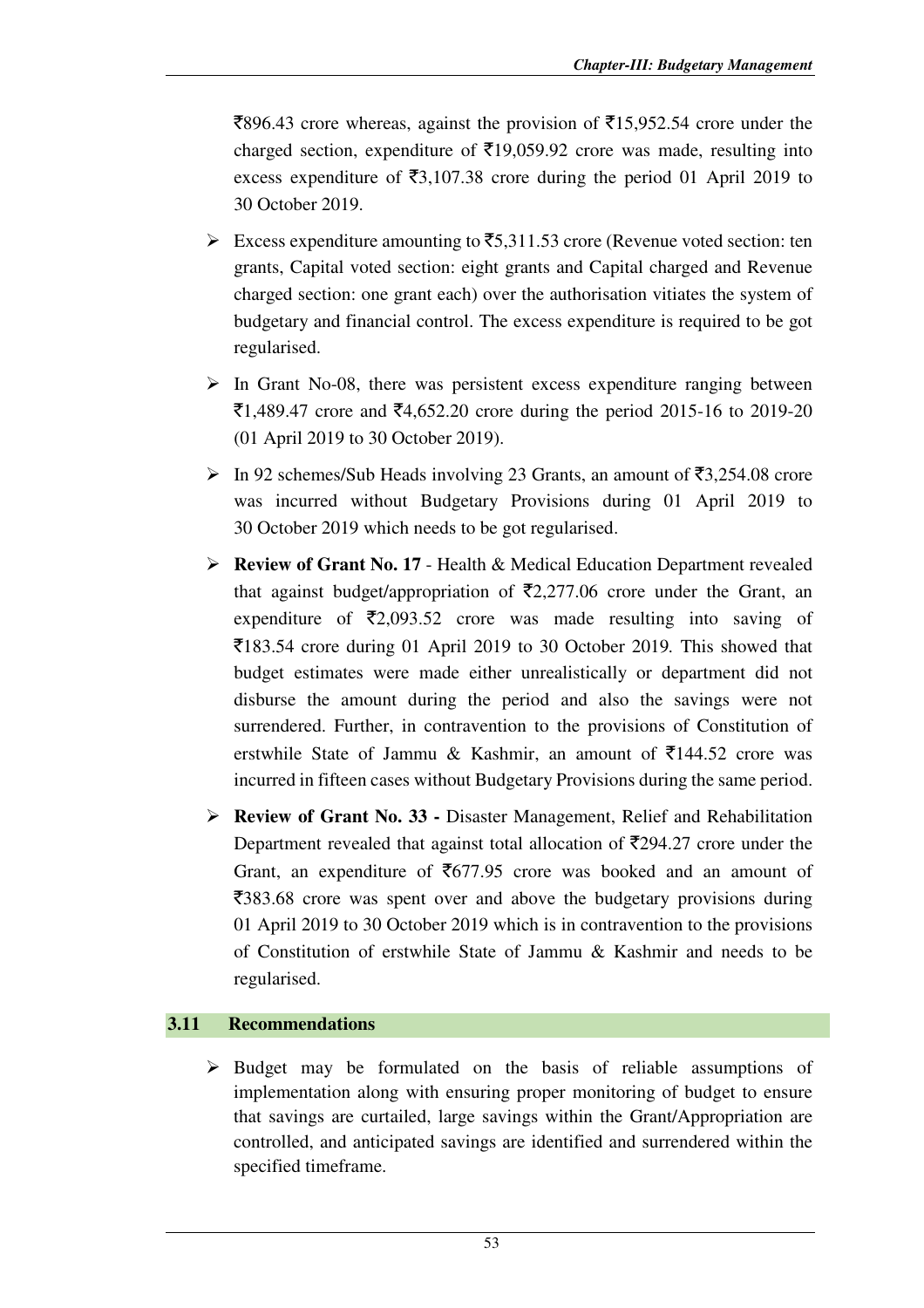₹896.43 crore whereas, against the provision of ₹15,952.54 crore under the charged section, expenditure of ₹19,059.92 crore was made, resulting into excess expenditure of ₹3,107.38 crore during the period 01 April 2019 to 30 October 2019.

- Excess expenditure amounting to ₹5,311.53 crore (Revenue voted section: ten grants, Capital voted section: eight grants and Capital charged and Revenue charged section: one grant each) over the authorisation vitiates the system of budgetary and financial control. The excess expenditure is required to be got regularised.
- In Grant No-08, there was persistent excess expenditure ranging between ₹1,489.47 crore and ₹4,652.20 crore during the period 2015-16 to 2019-20 (01 April 2019 to 30 October 2019).
- In 92 schemes/Sub Heads involving 23 Grants, an amount of ₹3,254.08 crore was incurred without Budgetary Provisions during 01 April 2019 to 30 October 2019 which needs to be got regularised.
- **Review of Grant No. 17** - Health & Medical Education Department revealed that against budget/appropriation of ₹2,277.06 crore under the Grant, an expenditure of ₹2,093.52 crore was made resulting into saving of ₹183.54 crore during 01 April 2019 to 30 October 2019. This showed that budget estimates were made either unrealistically or department did not disburse the amount during the period and also the savings were not surrendered. Further, in contravention to the provisions of Constitution of erstwhile State of Jammu & Kashmir, an amount of ₹144.52 crore was incurred in fifteen cases without Budgetary Provisions during the same period.
- **Review of Grant No. 33 -** Disaster Management, Relief and Rehabilitation Department revealed that against total allocation of ₹294.27 crore under the Grant, an expenditure of ₹677.95 crore was booked and an amount of ₹383.68 crore was spent over and above the budgetary provisions during 01 April 2019 to 30 October 2019 which is in contravention to the provisions of Constitution of erstwhile State of Jammu & Kashmir and needs to be regularised.

## 3.11 Recommendations

- Budget may be formulated on the basis of reliable assumptions of implementation along with ensuring proper monitoring of budget to ensure that savings are curtailed, large savings within the Grant/Appropriation are controlled, and anticipated savings are identified and surrendered within the specified timeframe.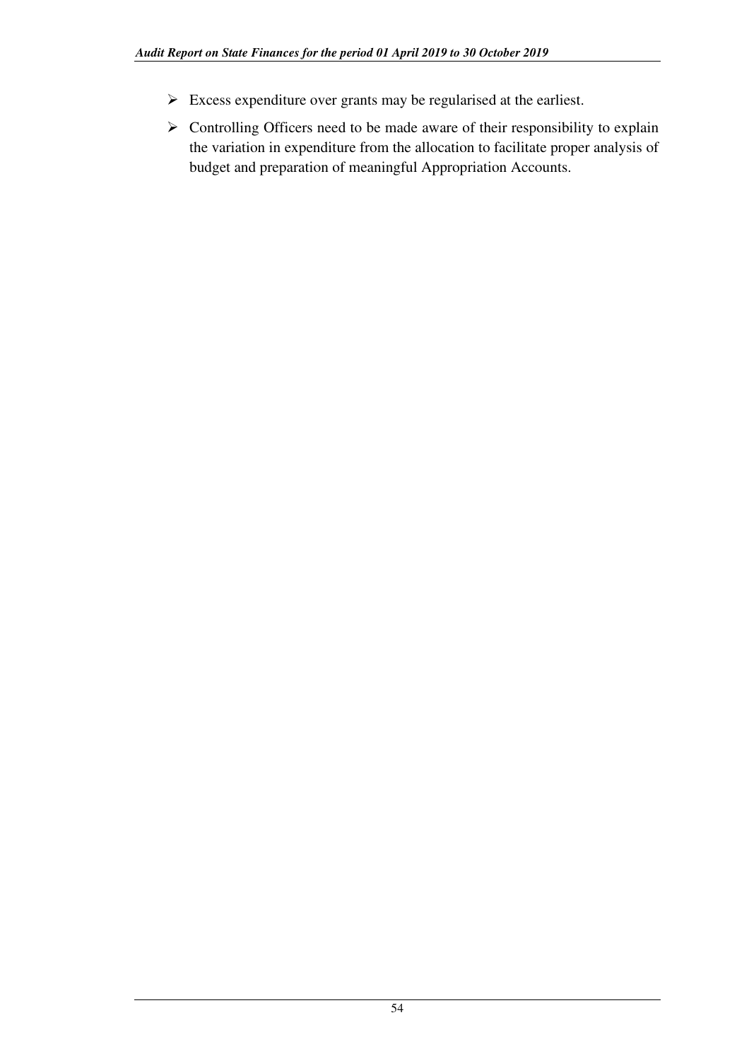- Excess expenditure over grants may be regularised at the earliest.
- Controlling Officers need to be made aware of their responsibility to explain the variation in expenditure from the allocation to facilitate proper analysis of budget and preparation of meaningful Appropriation Accounts.